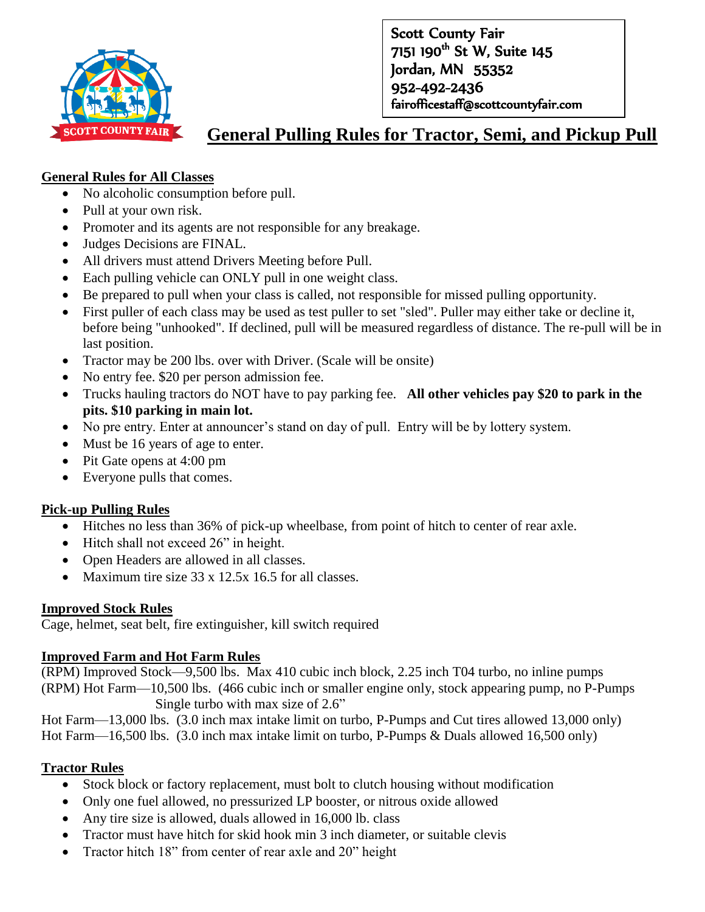Scott County Fair
7151 190th St W, Suite 145
Jordan, MN 55352
952-492-2436
fairofficestaff@scottcountyfair.com

# General Pulling Rules for Tractor, Semi, and Pickup Pull

## General Rules for All Classes

- No alcoholic consumption before pull.
- Pull at your own risk.
- Promoter and its agents are not responsible for any breakage.
- Judges Decisions are FINAL.
- All drivers must attend Drivers Meeting before Pull.
- Each pulling vehicle can ONLY pull in one weight class.
- Be prepared to pull when your class is called, not responsible for missed pulling opportunity.
- First puller of each class may be used as test puller to set "sled". Puller may either take or decline it, before being "unhooked". If declined, pull will be measured regardless of distance. The re-pull will be in last position.
- Tractor may be 200 lbs. over with Driver. (Scale will be onsite)
- No entry fee. $20 per person admission fee.
- Trucks hauling tractors do NOT have to pay parking fee. **All other vehicles pay $20 to park in the pits. $10 parking in main lot.**
- No pre entry. Enter at announcer's stand on day of pull. Entry will be by lottery system.
- Must be 16 years of age to enter.
- Pit Gate opens at 4:00 pm
- Everyone pulls that comes.

## Pick-up Pulling Rules

- Hitches no less than 36% of pick-up wheelbase, from point of hitch to center of rear axle.
- Hitch shall not exceed 26" in height.
- Open Headers are allowed in all classes.
- Maximum tire size 33 x 12.5x 16.5 for all classes.

## Improved Stock Rules

Cage, helmet, seat belt, fire extinguisher, kill switch required

## Improved Farm and Hot Farm Rules

(RPM) Improved Stock—9,500 lbs. Max 410 cubic inch block, 2.25 inch T04 turbo, no inline pumps
(RPM) Hot Farm—10,500 lbs. (466 cubic inch or smaller engine only, stock appearing pump, no P-Pumps Single turbo with max size of 2.6"
Hot Farm—13,000 lbs. (3.0 inch max intake limit on turbo, P-Pumps and Cut tires allowed 13,000 only)
Hot Farm—16,500 lbs. (3.0 inch max intake limit on turbo, P-Pumps & Duals allowed 16,500 only)

## Tractor Rules

- Stock block or factory replacement, must bolt to clutch housing without modification
- Only one fuel allowed, no pressurized LP booster, or nitrous oxide allowed
- Any tire size is allowed, duals allowed in 16,000 lb. class
- Tractor must have hitch for skid hook min 3 inch diameter, or suitable clevis
- Tractor hitch 18" from center of rear axle and 20" height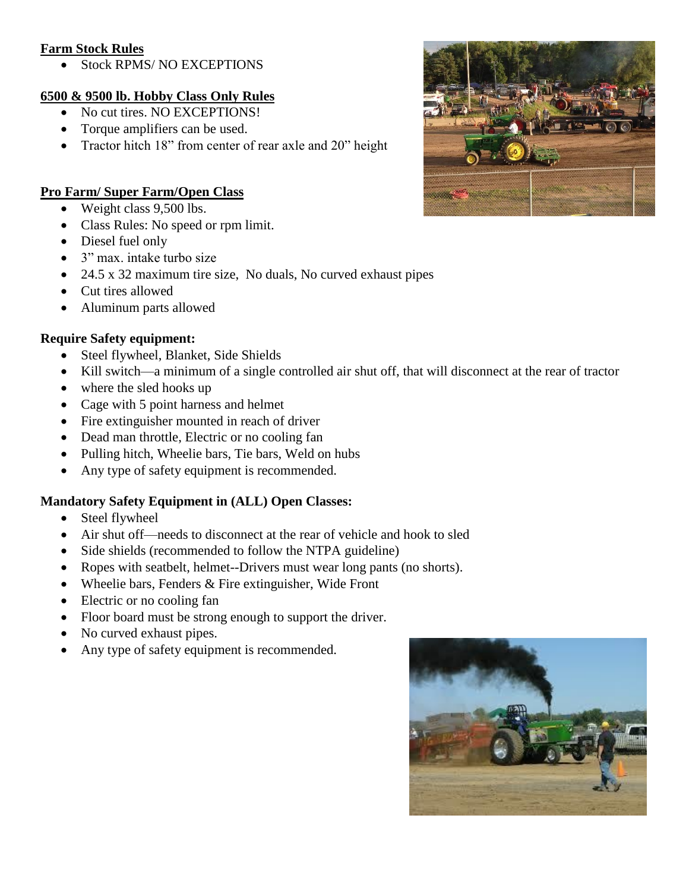**Farm Stock Rules**

- Stock RPMS/ NO EXCEPTIONS

**6500 & 9500 lb. Hobby Class Only Rules**

- No cut tires. NO EXCEPTIONS!
- Torque amplifiers can be used.
- Tractor hitch 18" from center of rear axle and 20" height

**Pro Farm/ Super Farm/Open Class**

- Weight class 9,500 lbs.
- Class Rules: No speed or rpm limit.
- Diesel fuel only
- 3" max. intake turbo size
- 24.5 x 32 maximum tire size, No duals, No curved exhaust pipes
- Cut tires allowed
- Aluminum parts allowed

**Require Safety equipment:**

- Steel flywheel, Blanket, Side Shields
- Kill switch—a minimum of a single controlled air shut off, that will disconnect at the rear of tractor
- where the sled hooks up
- Cage with 5 point harness and helmet
- Fire extinguisher mounted in reach of driver
- Dead man throttle, Electric or no cooling fan
- Pulling hitch, Wheelie bars, Tie bars, Weld on hubs
- Any type of safety equipment is recommended.

**Mandatory Safety Equipment in (ALL) Open Classes:**

- Steel flywheel
- Air shut off—needs to disconnect at the rear of vehicle and hook to sled
- Side shields (recommended to follow the NTPA guideline)
- Ropes with seatbelt, helmet--Drivers must wear long pants (no shorts).
- Wheelie bars, Fenders & Fire extinguisher, Wide Front
- Electric or no cooling fan
- Floor board must be strong enough to support the driver.
- No curved exhaust pipes.
- Any type of safety equipment is recommended.